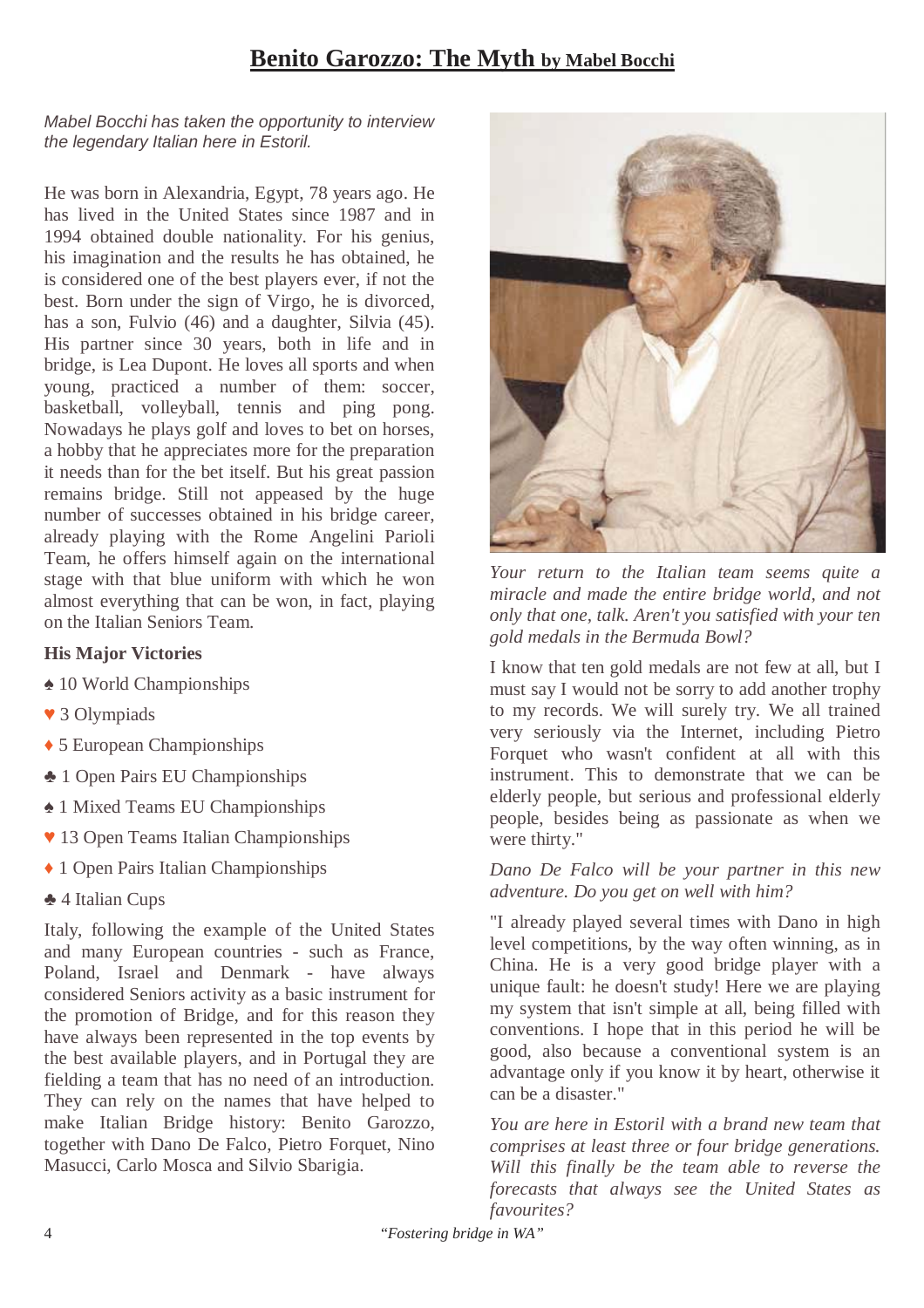# Benito Garozzo: The Myth by Mabel Bocchi

*Mabel Bocchi has taken the opportunity to interview the legendary Italian here in Estoril.*

He was born in Alexandria, Egypt, 78 years ago. He has lived in the United States since 1987 and in 1994 obtained double nationality. For his genius, his imagination and the results he has obtained, he is considered one of the best players ever, if not the best. Born under the sign of Virgo, he is divorced, has a son, Fulvio (46) and a daughter, Silvia (45). His partner since 30 years, both in life and in bridge, is Lea Dupont. He loves all sports and when young, practiced a number of them: soccer, basketball, volleyball, tennis and ping pong. Nowadays he plays golf and loves to bet on horses, a hobby that he appreciates more for the preparation it needs than for the bet itself. But his great passion remains bridge. Still not appeased by the huge number of successes obtained in his bridge career, already playing with the Rome Angelini Parioli Team, he offers himself again on the international stage with that blue uniform with which he won almost everything that can be won, in fact, playing on the Italian Seniors Team.

**His Major Victories**

- ♠ 10 World Championships
- ♥ 3 Olympiads
- ♦ 5 European Championships
- ♣ 1 Open Pairs EU Championships
- ♠ 1 Mixed Teams EU Championships
- ♥ 13 Open Teams Italian Championships
- ♦ 1 Open Pairs Italian Championships
- ♣ 4 Italian Cups

Italy, following the example of the United States and many European countries - such as France, Poland, Israel and Denmark - have always considered Seniors activity as a basic instrument for the promotion of Bridge, and for this reason they have always been represented in the top events by the best available players, and in Portugal they are fielding a team that has no need of an introduction. They can rely on the names that have helped to make Italian Bridge history: Benito Garozzo, together with Dano De Falco, Pietro Forquet, Nino Masucci, Carlo Mosca and Silvio Sbarigia.

*Your return to the Italian team seems quite a miracle and made the entire bridge world, and not only that one, talk. Aren't you satisfied with your ten gold medals in the Bermuda Bowl?*

I know that ten gold medals are not few at all, but I must say I would not be sorry to add another trophy to my records. We will surely try. We all trained very seriously via the Internet, including Pietro Forquet who wasn't confident at all with this instrument. This to demonstrate that we can be elderly people, but serious and professional elderly people, besides being as passionate as when we were thirty."

*Dano De Falco will be your partner in this new adventure. Do you get on well with him?*

"I already played several times with Dano in high level competitions, by the way often winning, as in China. He is a very good bridge player with a unique fault: he doesn't study! Here we are playing my system that isn't simple at all, being filled with conventions. I hope that in this period he will be good, also because a conventional system is an advantage only if you know it by heart, otherwise it can be a disaster."

*You are here in Estoril with a brand new team that comprises at least three or four bridge generations. Will this finally be the team able to reverse the forecasts that always see the United States as favourites?*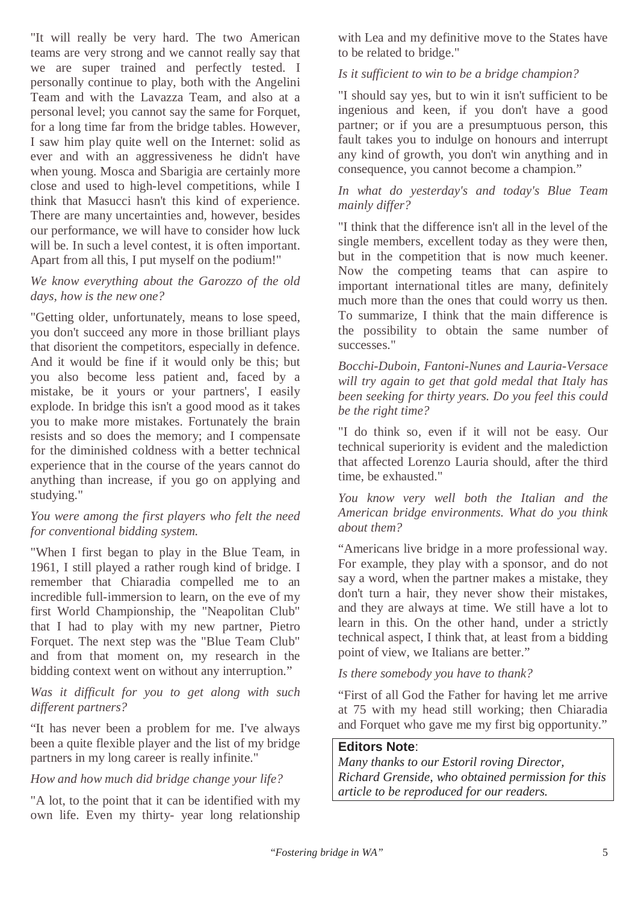"It will really be very hard. The two American teams are very strong and we cannot really say that we are super trained and perfectly tested. I personally continue to play, both with the Angelini Team and with the Lavazza Team, and also at a personal level; you cannot say the same for Forquet, for a long time far from the bridge tables. However, I saw him play quite well on the Internet: solid as ever and with an aggressiveness he didn't have when young. Mosca and Sbarigia are certainly more close and used to high-level competitions, while I think that Masucci hasn't this kind of experience. There are many uncertainties and, however, besides our performance, we will have to consider how luck will be. In such a level contest, it is often important. Apart from all this, I put myself on the podium!"

*We know everything about the Garozzo of the old days, how is the new one?*

"Getting older, unfortunately, means to lose speed, you don't succeed any more in those brilliant plays that disorient the competitors, especially in defence. And it would be fine if it would only be this; but you also become less patient and, faced by a mistake, be it yours or your partners', I easily explode. In bridge this isn't a good mood as it takes you to make more mistakes. Fortunately the brain resists and so does the memory; and I compensate for the diminished coldness with a better technical experience that in the course of the years cannot do anything than increase, if you go on applying and studying."

*You were among the first players who felt the need for conventional bidding system.*

"When I first began to play in the Blue Team, in 1961, I still played a rather rough kind of bridge. I remember that Chiaradia compelled me to an incredible full-immersion to learn, on the eve of my first World Championship, the "Neapolitan Club" that I had to play with my new partner, Pietro Forquet. The next step was the "Blue Team Club" and from that moment on, my research in the bidding context went on without any interruption."

*Was it difficult for you to get along with such different partners?*

"It has never been a problem for me. I've always been a quite flexible player and the list of my bridge partners in my long career is really infinite."

*How and how much did bridge change your life?*

"A lot, to the point that it can be identified with my own life. Even my thirty- year long relationship with Lea and my definitive move to the States have to be related to bridge."

*Is it sufficient to win to be a bridge champion?*

"I should say yes, but to win it isn't sufficient to be ingenious and keen, if you don't have a good partner; or if you are a presumptuous person, this fault takes you to indulge on honours and interrupt any kind of growth, you don't win anything and in consequence, you cannot become a champion."

*In what do yesterday's and today's Blue Team mainly differ?*

"I think that the difference isn't all in the level of the single members, excellent today as they were then, but in the competition that is now much keener. Now the competing teams that can aspire to important international titles are many, definitely much more than the ones that could worry us then. To summarize, I think that the main difference is the possibility to obtain the same number of successes."

*Bocchi-Duboin, Fantoni-Nunes and Lauria-Versace will try again to get that gold medal that Italy has been seeking for thirty years. Do you feel this could be the right time?*

"I do think so, even if it will not be easy. Our technical superiority is evident and the malediction that affected Lorenzo Lauria should, after the third time, be exhausted."

*You know very well both the Italian and the American bridge environments. What do you think about them?*

"Americans live bridge in a more professional way. For example, they play with a sponsor, and do not say a word, when the partner makes a mistake, they don't turn a hair, they never show their mistakes, and they are always at time. We still have a lot to learn in this. On the other hand, under a strictly technical aspect, I think that, at least from a bidding point of view, we Italians are better."

*Is there somebody you have to thank?*

"First of all God the Father for having let me arrive at 75 with my head still working; then Chiaradia and Forquet who gave me my first big opportunity."

**Editors Note**:
*Many thanks to our Estoril roving Director, Richard Grenside, who obtained permission for this article to be reproduced for our readers.*